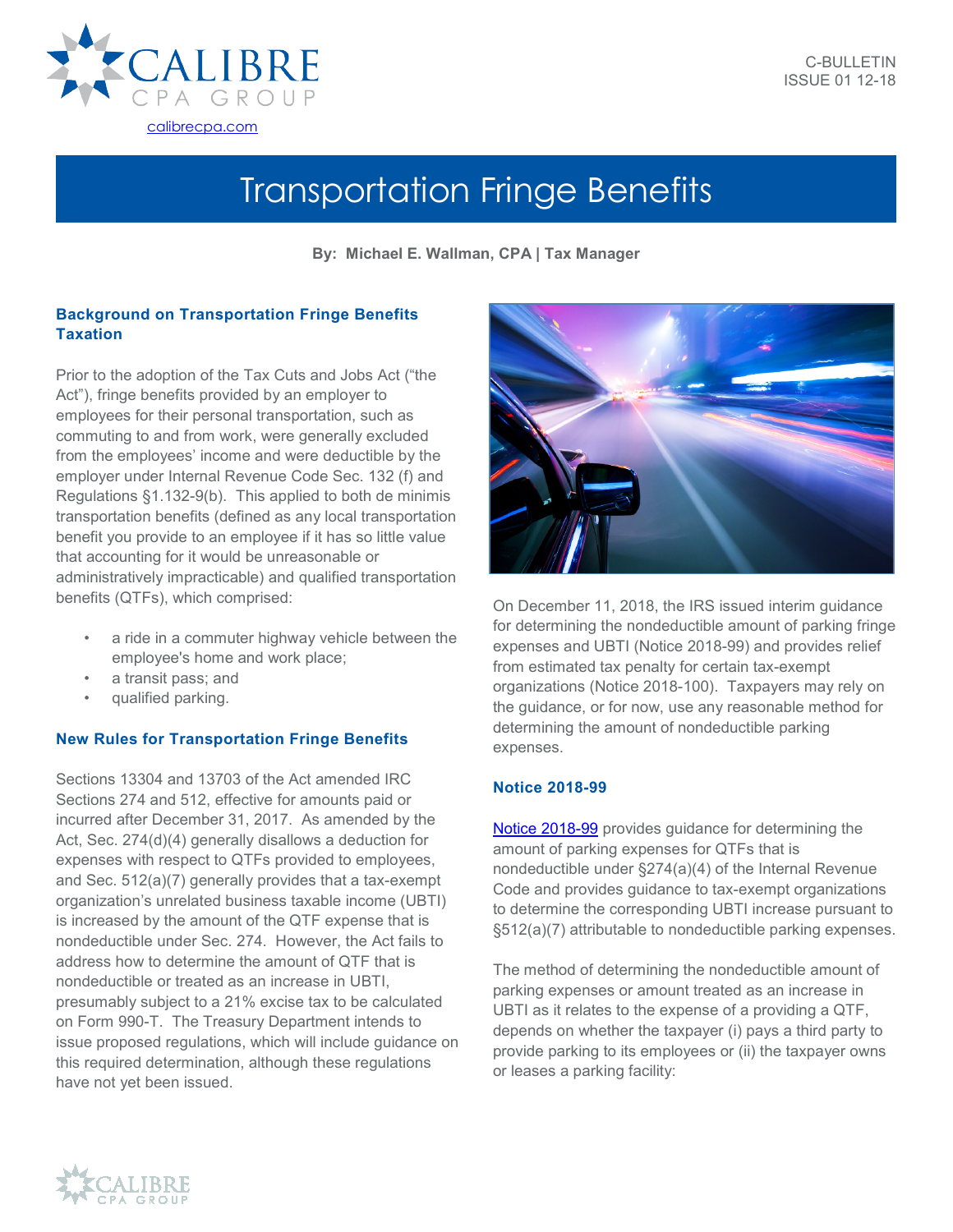CALIBRE CPA GROUP

calibrecpa.com

C-BULLETIN
ISSUE 01 12-18

# Transportation Fringe Benefits

**By: Michael E. Wallman, CPA | Tax Manager**

## Background on Transportation Fringe Benefits Taxation

Prior to the adoption of the Tax Cuts and Jobs Act ("the Act"), fringe benefits provided by an employer to employees for their personal transportation, such as commuting to and from work, were generally excluded from the employees' income and were deductible by the employer under Internal Revenue Code Sec. 132 (f) and Regulations §1.132-9(b). This applied to both de minimis transportation benefits (defined as any local transportation benefit you provide to an employee if it has so little value that accounting for it would be unreasonable or administratively impracticable) and qualified transportation benefits (QTFs), which comprised:

- a ride in a commuter highway vehicle between the employee's home and work place;
- a transit pass; and
- qualified parking.

## New Rules for Transportation Fringe Benefits

Sections 13304 and 13703 of the Act amended IRC Sections 274 and 512, effective for amounts paid or incurred after December 31, 2017. As amended by the Act, Sec. 274(d)(4) generally disallows a deduction for expenses with respect to QTFs provided to employees, and Sec. 512(a)(7) generally provides that a tax-exempt organization's unrelated business taxable income (UBTI) is increased by the amount of the QTF expense that is nondeductible under Sec. 274. However, the Act fails to address how to determine the amount of QTF that is nondeductible or treated as an increase in UBTI, presumably subject to a 21% excise tax to be calculated on Form 990-T. The Treasury Department intends to issue proposed regulations, which will include guidance on this required determination, although these regulations have not yet been issued.

On December 11, 2018, the IRS issued interim guidance for determining the nondeductible amount of parking fringe expenses and UBTI (Notice 2018-99) and provides relief from estimated tax penalty for certain tax-exempt organizations (Notice 2018-100). Taxpayers may rely on the guidance, or for now, use any reasonable method for determining the amount of nondeductible parking expenses.

## Notice 2018-99

Notice 2018-99 provides guidance for determining the amount of parking expenses for QTFs that is nondeductible under §274(a)(4) of the Internal Revenue Code and provides guidance to tax-exempt organizations to determine the corresponding UBTI increase pursuant to §512(a)(7) attributable to nondeductible parking expenses.

The method of determining the nondeductible amount of parking expenses or amount treated as an increase in UBTI as it relates to the expense of a providing a QTF, depends on whether the taxpayer (i) pays a third party to provide parking to its employees or (ii) the taxpayer owns or leases a parking facility: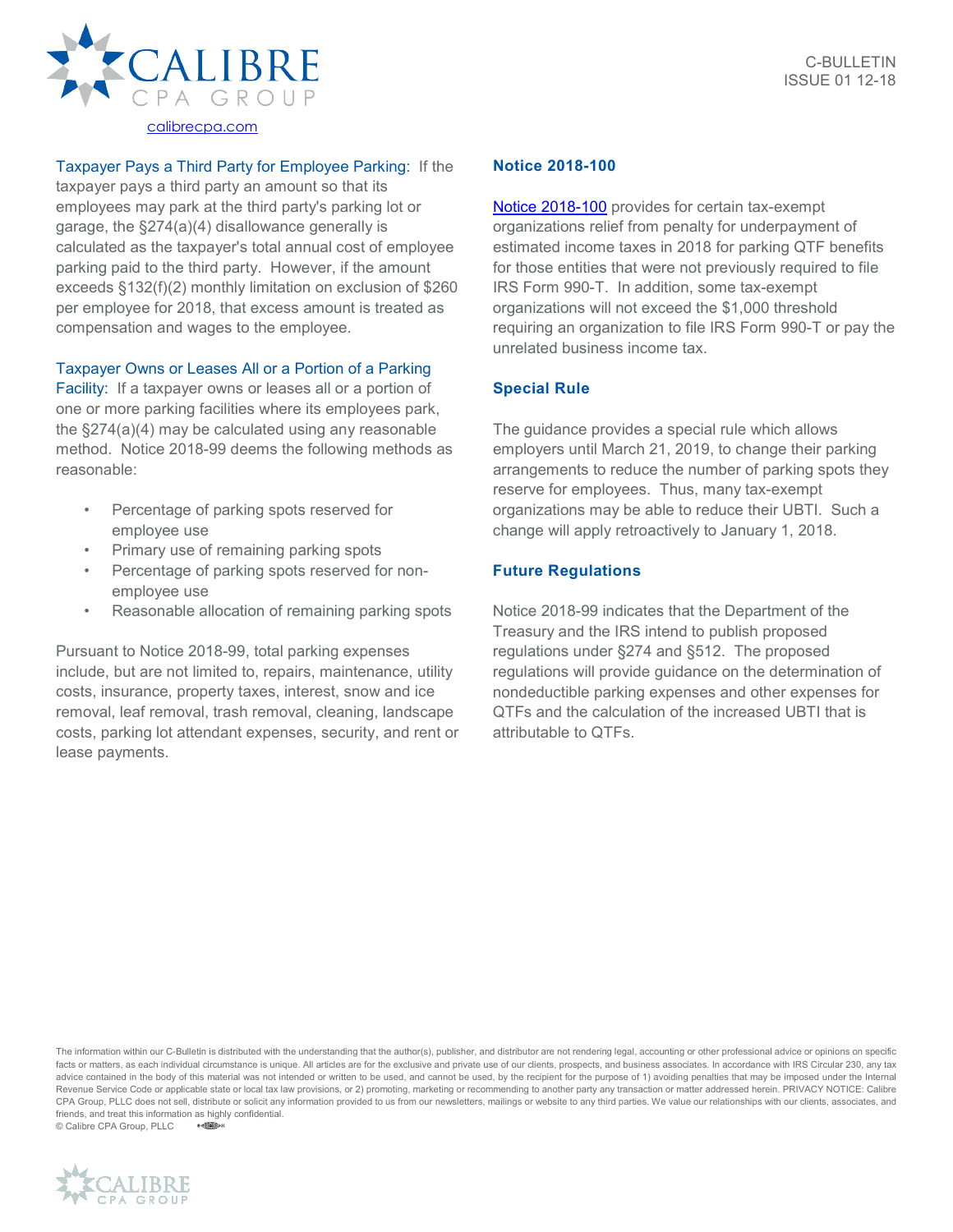Taxpayer Pays a Third Party for Employee Parking: If the taxpayer pays a third party an amount so that its employees may park at the third party's parking lot or garage, the §274(a)(4) disallowance generally is calculated as the taxpayer's total annual cost of employee parking paid to the third party. However, if the amount exceeds §132(f)(2) monthly limitation on exclusion of $260 per employee for 2018, that excess amount is treated as compensation and wages to the employee.

Taxpayer Owns or Leases All or a Portion of a Parking Facility: If a taxpayer owns or leases all or a portion of one or more parking facilities where its employees park, the §274(a)(4) may be calculated using any reasonable method. Notice 2018-99 deems the following methods as reasonable:

- Percentage of parking spots reserved for employee use
- Primary use of remaining parking spots
- Percentage of parking spots reserved for non-employee use
- Reasonable allocation of remaining parking spots

Pursuant to Notice 2018-99, total parking expenses include, but are not limited to, repairs, maintenance, utility costs, insurance, property taxes, interest, snow and ice removal, leaf removal, trash removal, cleaning, landscape costs, parking lot attendant expenses, security, and rent or lease payments.

### Notice 2018-100

Notice 2018-100 provides for certain tax-exempt organizations relief from penalty for underpayment of estimated income taxes in 2018 for parking QTF benefits for those entities that were not previously required to file IRS Form 990-T. In addition, some tax-exempt organizations will not exceed the $1,000 threshold requiring an organization to file IRS Form 990-T or pay the unrelated business income tax.

### Special Rule

The guidance provides a special rule which allows employers until March 21, 2019, to change their parking arrangements to reduce the number of parking spots they reserve for employees. Thus, many tax-exempt organizations may be able to reduce their UBTI. Such a change will apply retroactively to January 1, 2018.

### Future Regulations

Notice 2018-99 indicates that the Department of the Treasury and the IRS intend to publish proposed regulations under §274 and §512. The proposed regulations will provide guidance on the determination of nondeductible parking expenses and other expenses for QTFs and the calculation of the increased UBTI that is attributable to QTFs.

The information within our C-Bulletin is distributed with the understanding that the author(s), publisher, and distributor are not rendering legal, accounting or other professional advice or opinions on specific facts or matters, as each individual circumstance is unique. All articles are for the exclusive and private use of our clients, prospects, and business associates. In accordance with IRS Circular 230, any tax advice contained in the body of this material was not intended or written to be used, and cannot be used, by the recipient for the purpose of 1) avoiding penalties that may be imposed under the Internal Revenue Service Code or applicable state or local tax law provisions, or 2) promoting, marketing or recommending to another party any transaction or matter addressed herein. PRIVACY NOTICE: Calibre CPA Group, PLLC does not sell, distribute or solicit any information provided to us from our newsletters, mailings or website to any third parties. We value our relationships with our clients, associates, and friends, and treat this information as highly confidential.

© Calibre CPA Group, PLLC